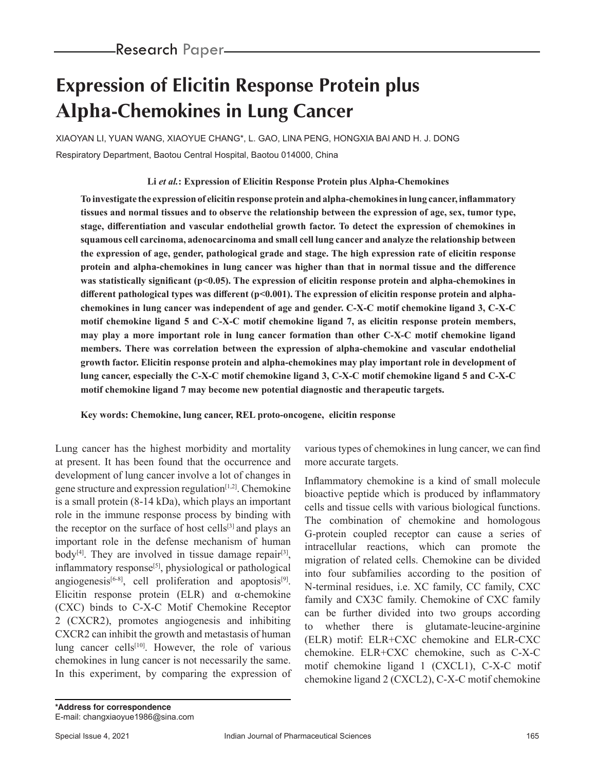Research Paper

# Expression of Elicitin Response Protein plus Alpha-Chemokines in Lung Cancer

XIAOYAN LI, YUAN WANG, XIAOYUE CHANG*, L. GAO, LINA PENG, HONGXIA BAI AND H. J. DONG

Respiratory Department, Baotou Central Hospital, Baotou 014000, China

**Li *et al.*: Expression of Elicitin Response Protein plus Alpha-Chemokines**

**To investigate the expression of elicitin response protein and alpha-chemokines in lung cancer, inflammatory tissues and normal tissues and to observe the relationship between the expression of age, sex, tumor type, stage, differentiation and vascular endothelial growth factor. To detect the expression of chemokines in squamous cell carcinoma, adenocarcinoma and small cell lung cancer and analyze the relationship between the expression of age, gender, pathological grade and stage. The high expression rate of elicitin response protein and alpha-chemokines in lung cancer was higher than that in normal tissue and the difference was statistically significant ($p<0.05$). The expression of elicitin response protein and alpha-chemokines in different pathological types was different ($p<0.001$). The expression of elicitin response protein and alpha-chemokines in lung cancer was independent of age and gender. C-X-C motif chemokine ligand 3, C-X-C motif chemokine ligand 5 and C-X-C motif chemokine ligand 7, as elicitin response protein members, may play a more important role in lung cancer formation than other C-X-C motif chemokine ligand members. There was correlation between the expression of alpha-chemokine and vascular endothelial growth factor. Elicitin response protein and alpha-chemokines may play important role in development of lung cancer, especially the C-X-C motif chemokine ligand 3, C-X-C motif chemokine ligand 5 and C-X-C motif chemokine ligand 7 may become new potential diagnostic and therapeutic targets.**

**Key words: Chemokine, lung cancer, REL proto-oncogene, elicitin response**

Lung cancer has the highest morbidity and mortality at present. It has been found that the occurrence and development of lung cancer involve a lot of changes in gene structure and expression regulation[1,2]. Chemokine is a small protein (8-14 kDa), which plays an important role in the immune response process by binding with the receptor on the surface of host cells[3] and plays an important role in the defense mechanism of human body[4]. They are involved in tissue damage repair[3], inflammatory response[5], physiological or pathological angiogenesis[6-8], cell proliferation and apoptosis[9]. Elicitin response protein (ELR) and α-chemokine (CXC) binds to C-X-C Motif Chemokine Receptor 2 (CXCR2), promotes angiogenesis and inhibiting CXCR2 can inhibit the growth and metastasis of human lung cancer cells[10]. However, the role of various chemokines in lung cancer is not necessarily the same. In this experiment, by comparing the expression of various types of chemokines in lung cancer, we can find more accurate targets.

Inflammatory chemokine is a kind of small molecule bioactive peptide which is produced by inflammatory cells and tissue cells with various biological functions. The combination of chemokine and homologous G-protein coupled receptor can cause a series of intracellular reactions, which can promote the migration of related cells. Chemokine can be divided into four subfamilies according to the position of N-terminal residues, i.e. XC family, CC family, CXC family and CX3C family. Chemokine of CXC family can be further divided into two groups according to whether there is glutamate-leucine-arginine (ELR) motif: ELR+CXC chemokine and ELR-CXC chemokine. ELR+CXC chemokine, such as C-X-C motif chemokine ligand 1 (CXCL1), C-X-C motif chemokine ligand 2 (CXCL2), C-X-C motif chemokine

**\*Address for correspondence**
E-mail: changxiaoyue1986@sina.com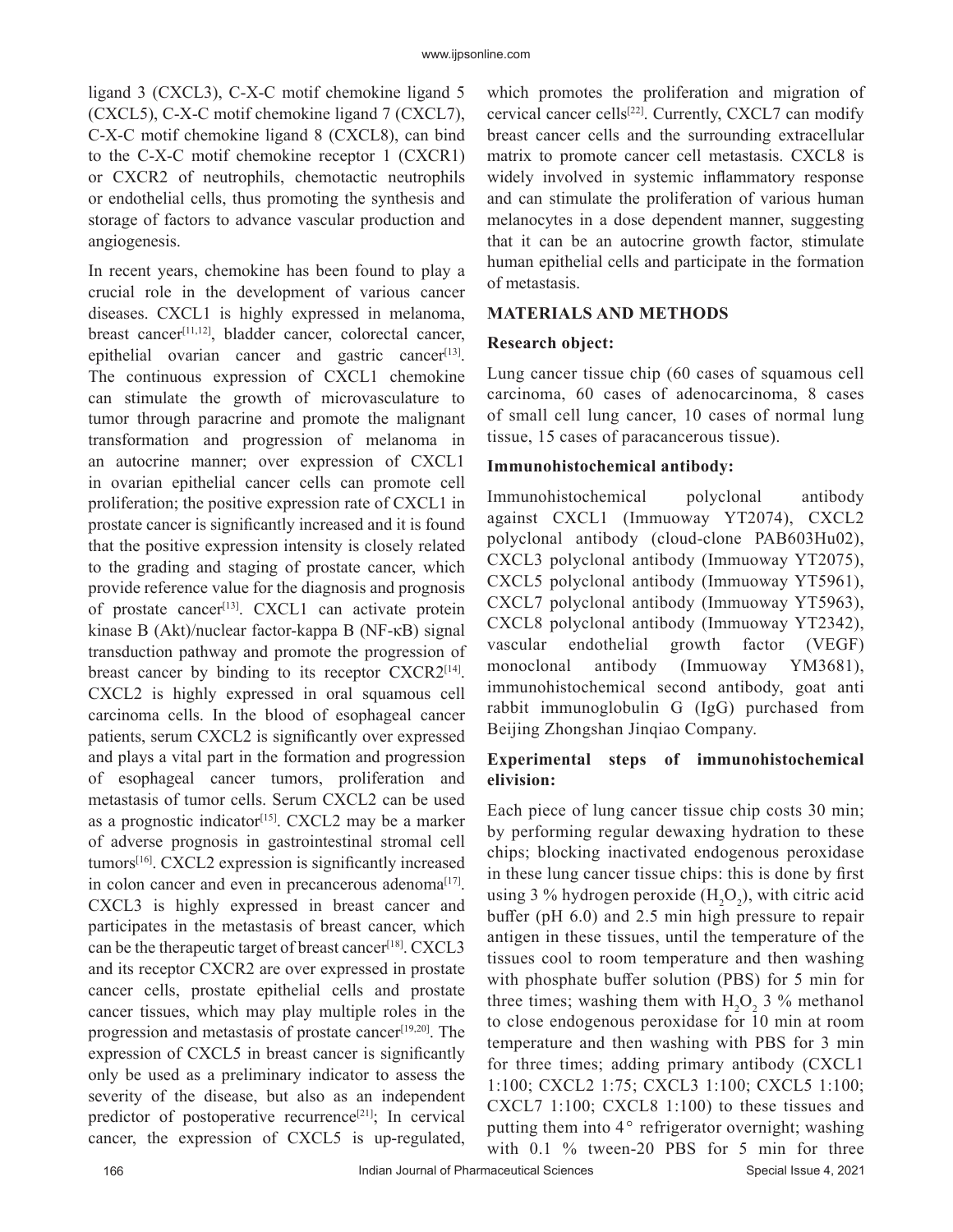ligand 3 (CXCL3), C-X-C motif chemokine ligand 5 (CXCL5), C-X-C motif chemokine ligand 7 (CXCL7), C-X-C motif chemokine ligand 8 (CXCL8), can bind to the C-X-C motif chemokine receptor 1 (CXCR1) or CXCR2 of neutrophils, chemotactic neutrophils or endothelial cells, thus promoting the synthesis and storage of factors to advance vascular production and angiogenesis.

In recent years, chemokine has been found to play a crucial role in the development of various cancer diseases. CXCL1 is highly expressed in melanoma, breast cancer[11,12], bladder cancer, colorectal cancer, epithelial ovarian cancer and gastric cancer[13]. The continuous expression of CXCL1 chemokine can stimulate the growth of microvasculature to tumor through paracrine and promote the malignant transformation and progression of melanoma in an autocrine manner; over expression of CXCL1 in ovarian epithelial cancer cells can promote cell proliferation; the positive expression rate of CXCL1 in prostate cancer is significantly increased and it is found that the positive expression intensity is closely related to the grading and staging of prostate cancer, which provide reference value for the diagnosis and prognosis of prostate cancer[13]. CXCL1 can activate protein kinase B (Akt)/nuclear factor-kappa B (NF-κB) signal transduction pathway and promote the progression of breast cancer by binding to its receptor CXCR2[14]. CXCL2 is highly expressed in oral squamous cell carcinoma cells. In the blood of esophageal cancer patients, serum CXCL2 is significantly over expressed and plays a vital part in the formation and progression of esophageal cancer tumors, proliferation and metastasis of tumor cells. Serum CXCL2 can be used as a prognostic indicator[15]. CXCL2 may be a marker of adverse prognosis in gastrointestinal stromal cell tumors[16]. CXCL2 expression is significantly increased in colon cancer and even in precancerous adenoma[17]. CXCL3 is highly expressed in breast cancer and participates in the metastasis of breast cancer, which can be the therapeutic target of breast cancer[18]. CXCL3 and its receptor CXCR2 are over expressed in prostate cancer cells, prostate epithelial cells and prostate cancer tissues, which may play multiple roles in the progression and metastasis of prostate cancer[19,20]. The expression of CXCL5 in breast cancer is significantly only be used as a preliminary indicator to assess the severity of the disease, but also as an independent predictor of postoperative recurrence[21]; In cervical cancer, the expression of CXCL5 is up-regulated, which promotes the proliferation and migration of cervical cancer cells[22]. Currently, CXCL7 can modify breast cancer cells and the surrounding extracellular matrix to promote cancer cell metastasis. CXCL8 is widely involved in systemic inflammatory response and can stimulate the proliferation of various human melanocytes in a dose dependent manner, suggesting that it can be an autocrine growth factor, stimulate human epithelial cells and participate in the formation of metastasis.

## MATERIALS AND METHODS

### Research object:

Lung cancer tissue chip (60 cases of squamous cell carcinoma, 60 cases of adenocarcinoma, 8 cases of small cell lung cancer, 10 cases of normal lung tissue, 15 cases of paracancerous tissue).

### Immunohistochemical antibody:

Immunohistochemical polyclonal antibody against CXCL1 (Immuoway YT2074), CXCL2 polyclonal antibody (cloud-clone PAB603Hu02), CXCL3 polyclonal antibody (Immuoway YT2075), CXCL5 polyclonal antibody (Immuoway YT5961), CXCL7 polyclonal antibody (Immuoway YT5963), CXCL8 polyclonal antibody (Immuoway YT2342), vascular endothelial growth factor (VEGF) monoclonal antibody (Immuoway YM3681), immunohistochemical second antibody, goat anti rabbit immunoglobulin G (IgG) purchased from Beijing Zhongshan Jinqiao Company.

### Experimental steps of immunohistochemical elivision:

Each piece of lung cancer tissue chip costs 30 min; by performing regular dewaxing hydration to these chips; blocking inactivated endogenous peroxidase in these lung cancer tissue chips: this is done by first using 3 % hydrogen peroxide ($H_2O_2$), with citric acid buffer (pH 6.0) and 2.5 min high pressure to repair antigen in these tissues, until the temperature of the tissues cool to room temperature and then washing with phosphate buffer solution (PBS) for 5 min for three times; washing them with $H_2O_2$ 3 % methanol to close endogenous peroxidase for 10 min at room temperature and then washing with PBS for 3 min for three times; adding primary antibody (CXCL1 1:100; CXCL2 1:75; CXCL3 1:100; CXCL5 1:100; CXCL7 1:100; CXCL8 1:100) to these tissues and putting them into 4° refrigerator overnight; washing with 0.1 % tween-20 PBS for 5 min for three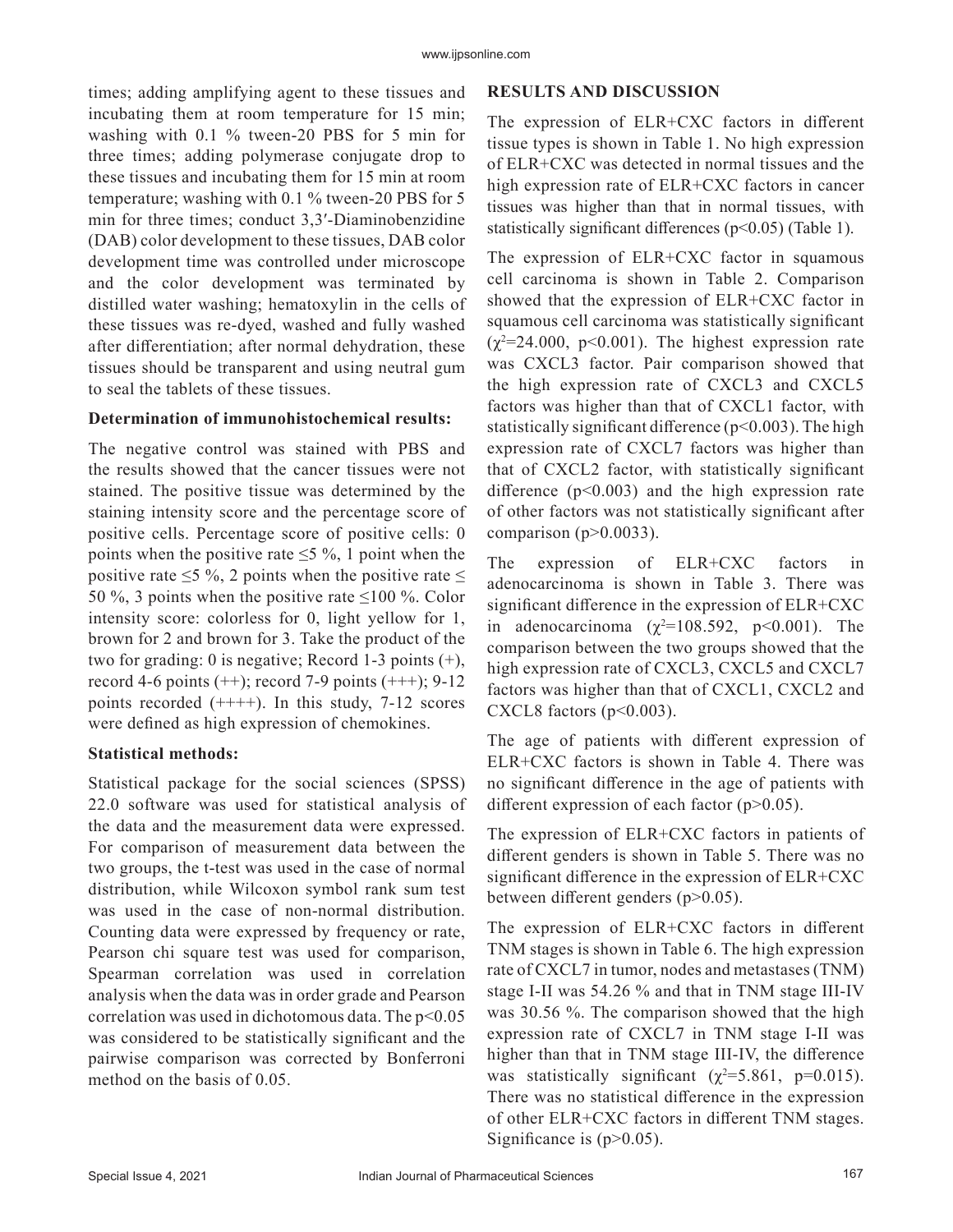times; adding amplifying agent to these tissues and incubating them at room temperature for 15 min; washing with 0.1 % tween-20 PBS for 5 min for three times; adding polymerase conjugate drop to these tissues and incubating them for 15 min at room temperature; washing with 0.1 % tween-20 PBS for 5 min for three times; conduct 3,3′-Diaminobenzidine (DAB) color development to these tissues, DAB color development time was controlled under microscope and the color development was terminated by distilled water washing; hematoxylin in the cells of these tissues was re-dyed, washed and fully washed after differentiation; after normal dehydration, these tissues should be transparent and using neutral gum to seal the tablets of these tissues.

**Determination of immunohistochemical results:**

The negative control was stained with PBS and the results showed that the cancer tissues were not stained. The positive tissue was determined by the staining intensity score and the percentage score of positive cells. Percentage score of positive cells: 0 points when the positive rate ≤5 %, 1 point when the positive rate ≤5 %, 2 points when the positive rate ≤ 50 %, 3 points when the positive rate ≤100 %. Color intensity score: colorless for 0, light yellow for 1, brown for 2 and brown for 3. Take the product of the two for grading: 0 is negative; Record 1-3 points (+), record 4-6 points (++); record 7-9 points (+++); 9-12 points recorded (++++). In this study, 7-12 scores were defined as high expression of chemokines.

**Statistical methods:**

Statistical package for the social sciences (SPSS) 22.0 software was used for statistical analysis of the data and the measurement data were expressed. For comparison of measurement data between the two groups, the t-test was used in the case of normal distribution, while Wilcoxon symbol rank sum test was used in the case of non-normal distribution. Counting data were expressed by frequency or rate, Pearson chi square test was used for comparison, Spearman correlation was used in correlation analysis when the data was in order grade and Pearson correlation was used in dichotomous data. The $p<0.05$ was considered to be statistically significant and the pairwise comparison was corrected by Bonferroni method on the basis of 0.05.

## RESULTS AND DISCUSSION

The expression of ELR+CXC factors in different tissue types is shown in Table 1. No high expression of ELR+CXC was detected in normal tissues and the high expression rate of ELR+CXC factors in cancer tissues was higher than that in normal tissues, with statistically significant differences ($p<0.05$) (Table 1).

The expression of ELR+CXC factor in squamous cell carcinoma is shown in Table 2. Comparison showed that the expression of ELR+CXC factor in squamous cell carcinoma was statistically significant ($\chi^2=24.000$, $p<0.001$). The highest expression rate was CXCL3 factor. Pair comparison showed that the high expression rate of CXCL3 and CXCL5 factors was higher than that of CXCL1 factor, with statistically significant difference ($p<0.003$). The high expression rate of CXCL7 factors was higher than that of CXCL2 factor, with statistically significant difference ($p<0.003$) and the high expression rate of other factors was not statistically significant after comparison ($p>0.0033$).

The expression of ELR+CXC factors in adenocarcinoma is shown in Table 3. There was significant difference in the expression of ELR+CXC in adenocarcinoma ($\chi^2=108.592$, $p<0.001$). The comparison between the two groups showed that the high expression rate of CXCL3, CXCL5 and CXCL7 factors was higher than that of CXCL1, CXCL2 and CXCL8 factors ($p<0.003$).

The age of patients with different expression of ELR+CXC factors is shown in Table 4. There was no significant difference in the age of patients with different expression of each factor ($p>0.05$).

The expression of ELR+CXC factors in patients of different genders is shown in Table 5. There was no significant difference in the expression of ELR+CXC between different genders ($p>0.05$).

The expression of ELR+CXC factors in different TNM stages is shown in Table 6. The high expression rate of CXCL7 in tumor, nodes and metastases (TNM) stage I-II was 54.26 % and that in TNM stage III-IV was 30.56 %. The comparison showed that the high expression rate of CXCL7 in TNM stage I-II was higher than that in TNM stage III-IV, the difference was statistically significant ($\chi^2=5.861$, $p=0.015$). There was no statistical difference in the expression of other ELR+CXC factors in different TNM stages. Significance is ($p>0.05$).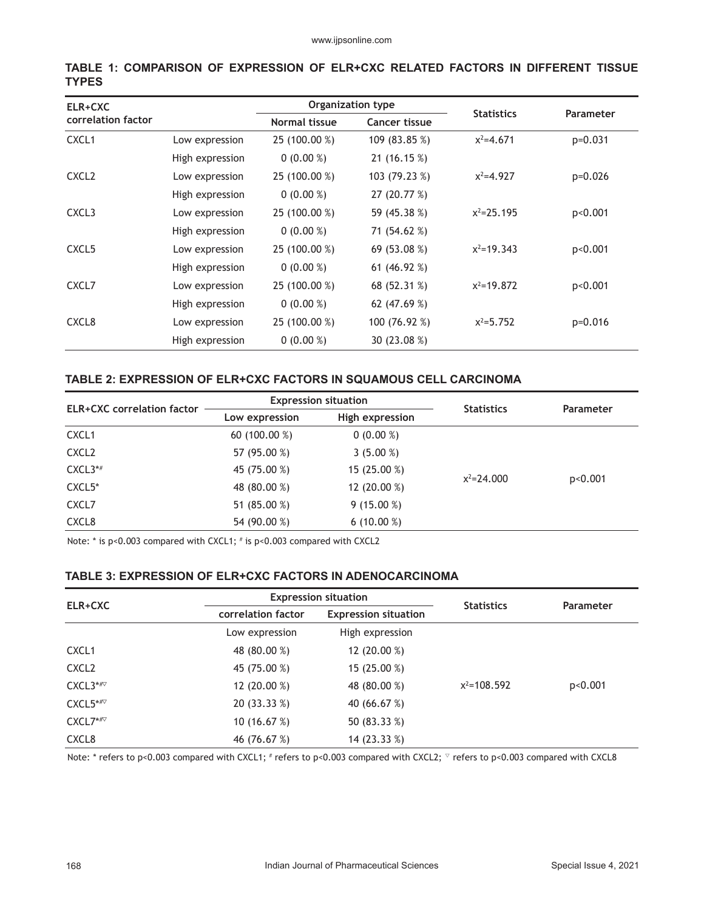**TABLE 1: COMPARISON OF EXPRESSION OF ELR+CXC RELATED FACTORS IN DIFFERENT TISSUE TYPES**

| ELR+CXC correlation factor | | Organization type | | Statistics | Parameter |
|---|---|---|---|---|---|
| | | Normal tissue | Cancer tissue | | |
| CXCL1 | Low expression | 25 (100.00 %) | 109 (83.85 %) | $x^2$=4.671 | p=0.031 |
| | High expression | 0 (0.00 %) | 21 (16.15 %) | | |
| CXCL2 | Low expression | 25 (100.00 %) | 103 (79.23 %) | $x^2$=4.927 | p=0.026 |
| | High expression | 0 (0.00 %) | 27 (20.77 %) | | |
| CXCL3 | Low expression | 25 (100.00 %) | 59 (45.38 %) | $x^2$=25.195 | p<0.001 |
| | High expression | 0 (0.00 %) | 71 (54.62 %) | | |
| CXCL5 | Low expression | 25 (100.00 %) | 69 (53.08 %) | $x^2$=19.343 | p<0.001 |
| | High expression | 0 (0.00 %) | 61 (46.92 %) | | |
| CXCL7 | Low expression | 25 (100.00 %) | 68 (52.31 %) | $x^2$=19.872 | p<0.001 |
| | High expression | 0 (0.00 %) | 62 (47.69 %) | | |
| CXCL8 | Low expression | 25 (100.00 %) | 100 (76.92 %) | $x^2$=5.752 | p=0.016 |
| | High expression | 0 (0.00 %) | 30 (23.08 %) | | |

**TABLE 2: EXPRESSION OF ELR+CXC FACTORS IN SQUAMOUS CELL CARCINOMA**

| ELR+CXC correlation factor | Expression situation | | Statistics | Parameter |
|---|---|---|---|---|
| | Low expression | High expression | | |
| CXCL1 | 60 (100.00 %) | 0 (0.00 %) | $x^2$=24.000 | p<0.001 |
| CXCL2 | 57 (95.00 %) | 3 (5.00 %) | | |
| CXCL3*# | 45 (75.00 %) | 15 (25.00 %) | | |
| CXCL5* | 48 (80.00 %) | 12 (20.00 %) | | |
| CXCL7 | 51 (85.00 %) | 9 (15.00 %) | | |
| CXCL8 | 54 (90.00 %) | 6 (10.00 %) | | |

Note: * is p<0.003 compared with CXCL1; # is p<0.003 compared with CXCL2

**TABLE 3: EXPRESSION OF ELR+CXC FACTORS IN ADENOCARCINOMA**

| ELR+CXC | Expression situation | | Statistics | Parameter |
|---|---|---|---|---|
| | correlation factor | Expression situation | | |
| | Low expression | High expression | | |
| CXCL1 | 48 (80.00 %) | 12 (20.00 %) | $x^2$=108.592 | p<0.001 |
| CXCL2 | 45 (75.00 %) | 15 (25.00 %) | | |
| CXCL3*#▽ | 12 (20.00 %) | 48 (80.00 %) | | |
| CXCL5*#▽ | 20 (33.33 %) | 40 (66.67 %) | | |
| CXCL7*#▽ | 10 (16.67 %) | 50 (83.33 %) | | |
| CXCL8 | 46 (76.67 %) | 14 (23.33 %) | | |

Note: * refers to p<0.003 compared with CXCL1; # refers to p<0.003 compared with CXCL2; ▽ refers to p<0.003 compared with CXCL8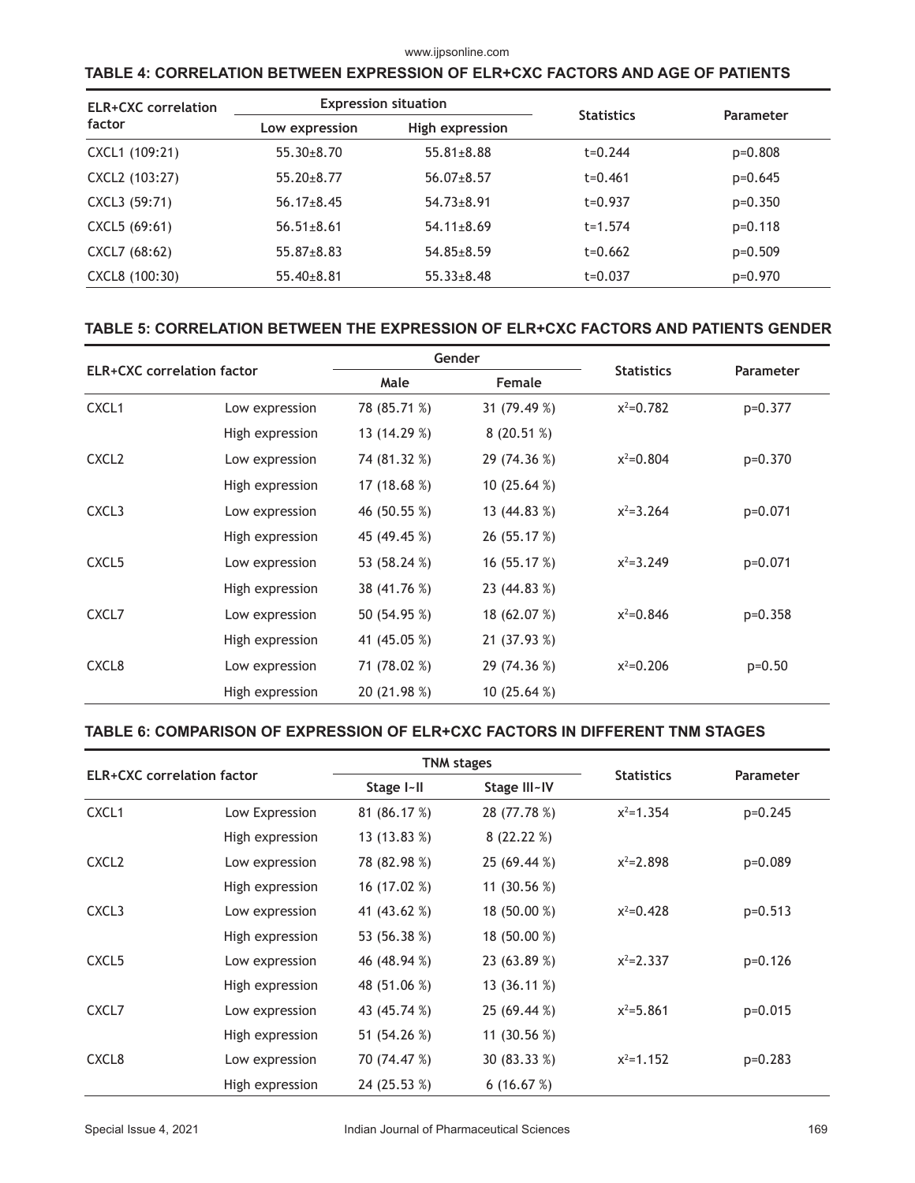**TABLE 4: CORRELATION BETWEEN EXPRESSION OF ELR+CXC FACTORS AND AGE OF PATIENTS**

| ELR+CXC correlation factor | Expression situation | | Statistics | Parameter |
|---|---|---|---|---|
| | Low expression | High expression | | |
| CXCL1 (109:21) | 55.30±8.70 | 55.81±8.88 | t=0.244 | p=0.808 |
| CXCL2 (103:27) | 55.20±8.77 | 56.07±8.57 | t=0.461 | p=0.645 |
| CXCL3 (59:71) | 56.17±8.45 | 54.73±8.91 | t=0.937 | p=0.350 |
| CXCL5 (69:61) | 56.51±8.61 | 54.11±8.69 | t=1.574 | p=0.118 |
| CXCL7 (68:62) | 55.87±8.83 | 54.85±8.59 | t=0.662 | p=0.509 |
| CXCL8 (100:30) | 55.40±8.81 | 55.33±8.48 | t=0.037 | p=0.970 |

**TABLE 5: CORRELATION BETWEEN THE EXPRESSION OF ELR+CXC FACTORS AND PATIENTS GENDER**

| ELR+CXC correlation factor | | Gender | | Statistics | Parameter |
|---|---|---|---|---|---|
| | | Male | Female | | |
| CXCL1 | Low expression | 78 (85.71 %) | 31 (79.49 %) | $x^2$=0.782 | p=0.377 |
| | High expression | 13 (14.29 %) | 8 (20.51 %) | | |
| CXCL2 | Low expression | 74 (81.32 %) | 29 (74.36 %) | $x^2$=0.804 | p=0.370 |
| | High expression | 17 (18.68 %) | 10 (25.64 %) | | |
| CXCL3 | Low expression | 46 (50.55 %) | 13 (44.83 %) | $x^2$=3.264 | p=0.071 |
| | High expression | 45 (49.45 %) | 26 (55.17 %) | | |
| CXCL5 | Low expression | 53 (58.24 %) | 16 (55.17 %) | $x^2$=3.249 | p=0.071 |
| | High expression | 38 (41.76 %) | 23 (44.83 %) | | |
| CXCL7 | Low expression | 50 (54.95 %) | 18 (62.07 %) | $x^2$=0.846 | p=0.358 |
| | High expression | 41 (45.05 %) | 21 (37.93 %) | | |
| CXCL8 | Low expression | 71 (78.02 %) | 29 (74.36 %) | $x^2$=0.206 | p=0.50 |
| | High expression | 20 (21.98 %) | 10 (25.64 %) | | |

**TABLE 6: COMPARISON OF EXPRESSION OF ELR+CXC FACTORS IN DIFFERENT TNM STAGES**

| ELR+CXC correlation factor | | TNM stages | | Statistics | Parameter |
|---|---|---|---|---|---|
| | | Stage I~II | Stage III~IV | | |
| CXCL1 | Low Expression | 81 (86.17 %) | 28 (77.78 %) | $x^2$=1.354 | p=0.245 |
| | High expression | 13 (13.83 %) | 8 (22.22 %) | | |
| CXCL2 | Low expression | 78 (82.98 %) | 25 (69.44 %) | $x^2$=2.898 | p=0.089 |
| | High expression | 16 (17.02 %) | 11 (30.56 %) | | |
| CXCL3 | Low expression | 41 (43.62 %) | 18 (50.00 %) | $x^2$=0.428 | p=0.513 |
| | High expression | 53 (56.38 %) | 18 (50.00 %) | | |
| CXCL5 | Low expression | 46 (48.94 %) | 23 (63.89 %) | $x^2$=2.337 | p=0.126 |
| | High expression | 48 (51.06 %) | 13 (36.11 %) | | |
| CXCL7 | Low expression | 43 (45.74 %) | 25 (69.44 %) | $x^2$=5.861 | p=0.015 |
| | High expression | 51 (54.26 %) | 11 (30.56 %) | | |
| CXCL8 | Low expression | 70 (74.47 %) | 30 (83.33 %) | $x^2$=1.152 | p=0.283 |
| | High expression | 24 (25.53 %) | 6 (16.67 %) | | |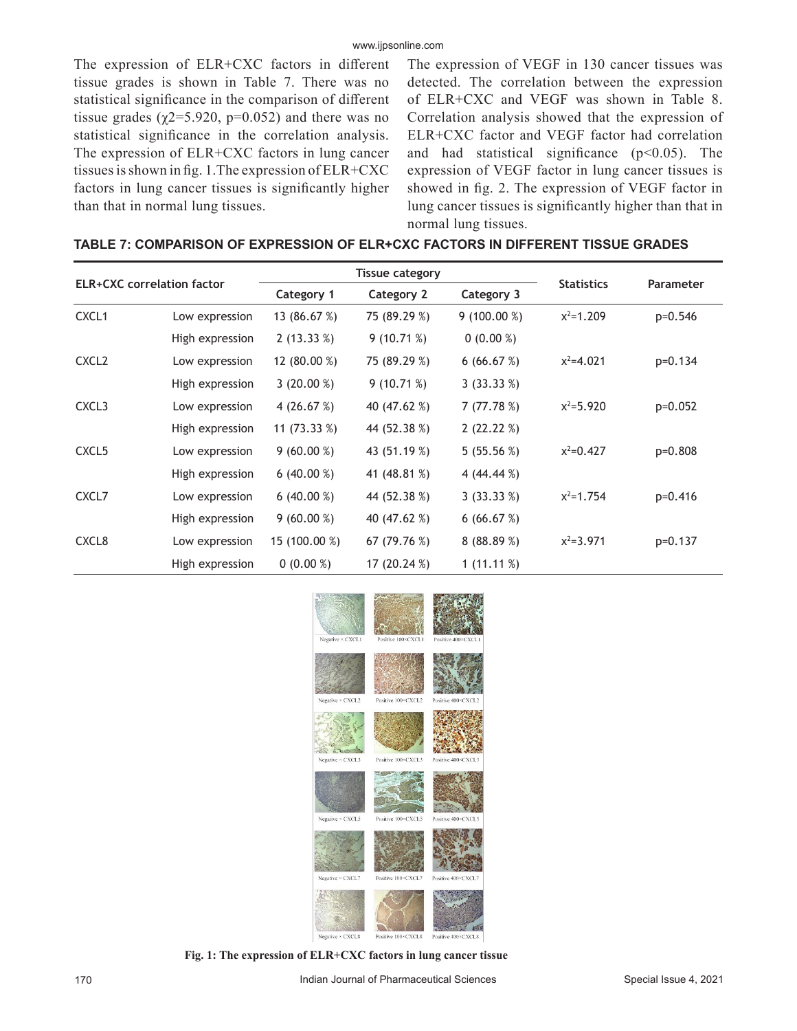The expression of ELR+CXC factors in different tissue grades is shown in Table 7. There was no statistical significance in the comparison of different tissue grades ($\chi2$=5.920, p=0.052) and there was no statistical significance in the correlation analysis. The expression of ELR+CXC factors in lung cancer tissues is shown in fig. 1.The expression of ELR+CXC factors in lung cancer tissues is significantly higher than that in normal lung tissues.

The expression of VEGF in 130 cancer tissues was detected. The correlation between the expression of ELR+CXC and VEGF was shown in Table 8. Correlation analysis showed that the expression of ELR+CXC factor and VEGF factor had correlation and had statistical significance ($p<0.05$). The expression of VEGF factor in lung cancer tissues is showed in fig. 2. The expression of VEGF factor in lung cancer tissues is significantly higher than that in normal lung tissues.

**TABLE 7: COMPARISON OF EXPRESSION OF ELR+CXC FACTORS IN DIFFERENT TISSUE GRADES**

| ELR+CXC correlation factor | | Tissue category | | | Statistics | Parameter |
|---|---|---|---|---|---|---|
| | | Category 1 | Category 2 | Category 3 | | |
| CXCL1 | Low expression | 13 (86.67 %) | 75 (89.29 %) | 9 (100.00 %) | $x^2$=1.209 | p=0.546 |
| | High expression | 2 (13.33 %) | 9 (10.71 %) | 0 (0.00 %) | | |
| CXCL2 | Low expression | 12 (80.00 %) | 75 (89.29 %) | 6 (66.67 %) | $x^2$=4.021 | p=0.134 |
| | High expression | 3 (20.00 %) | 9 (10.71 %) | 3 (33.33 %) | | |
| CXCL3 | Low expression | 4 (26.67 %) | 40 (47.62 %) | 7 (77.78 %) | $x^2$=5.920 | p=0.052 |
| | High expression | 11 (73.33 %) | 44 (52.38 %) | 2 (22.22 %) | | |
| CXCL5 | Low expression | 9 (60.00 %) | 43 (51.19 %) | 5 (55.56 %) | $x^2$=0.427 | p=0.808 |
| | High expression | 6 (40.00 %) | 41 (48.81 %) | 4 (44.44 %) | | |
| CXCL7 | Low expression | 6 (40.00 %) | 44 (52.38 %) | 3 (33.33 %) | $x^2$=1.754 | p=0.416 |
| | High expression | 9 (60.00 %) | 40 (47.62 %) | 6 (66.67 %) | | |
| CXCL8 | Low expression | 15 (100.00 %) | 67 (79.76 %) | 8 (88.89 %) | $x^2$=3.971 | p=0.137 |
| | High expression | 0 (0.00 %) | 17 (20.24 %) | 1 (11.11 %) | | |

**Fig. 1: The expression of ELR+CXC factors in lung cancer tissue**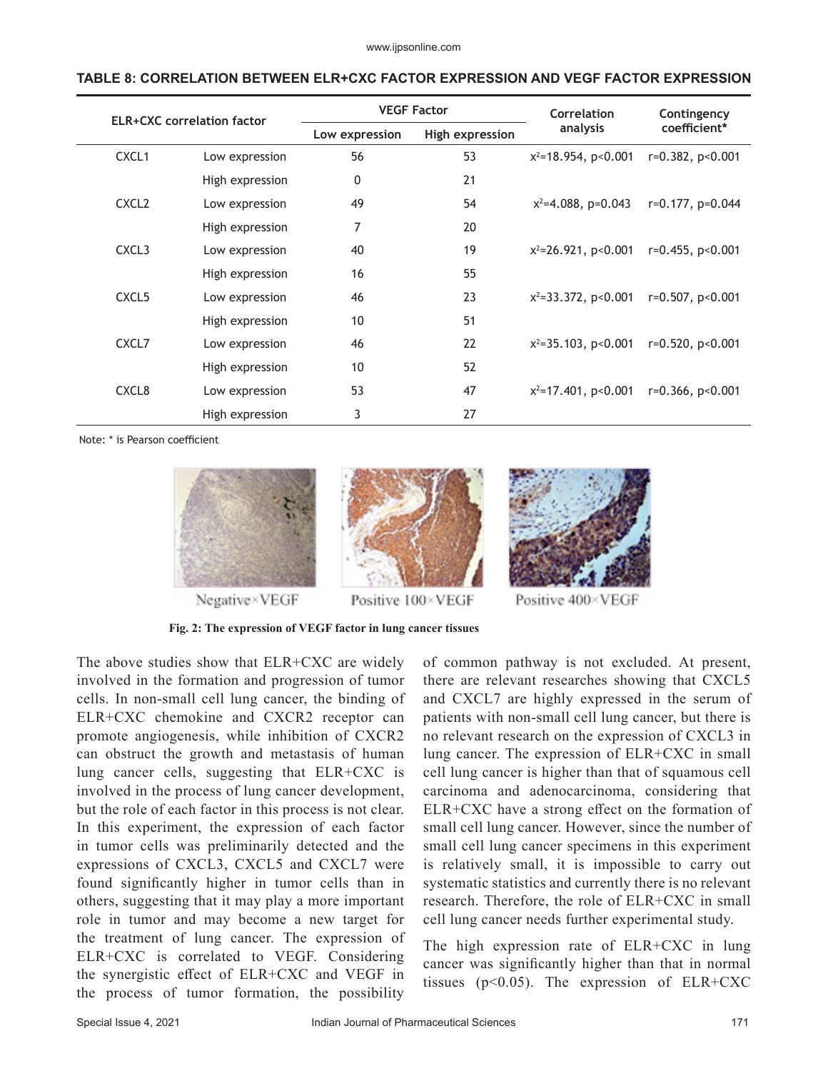**TABLE 8: CORRELATION BETWEEN ELR+CXC FACTOR EXPRESSION AND VEGF FACTOR EXPRESSION**

| ELR+CXC correlation factor | | VEGF Factor | | Correlation analysis | Contingency coefficient* |
|---|---|---|---|---|---|
| | | Low expression | High expression | | |
| CXCL1 | Low expression | 56 | 53 | $x^2$=18.954, p<0.001 | r=0.382, p<0.001 |
| | High expression | 0 | 21 | | |
| CXCL2 | Low expression | 49 | 54 | $x^2$=4.088, p=0.043 | r=0.177, p=0.044 |
| | High expression | 7 | 20 | | |
| CXCL3 | Low expression | 40 | 19 | $x^2$=26.921, p<0.001 | r=0.455, p<0.001 |
| | High expression | 16 | 55 | | |
| CXCL5 | Low expression | 46 | 23 | $x^2$=33.372, p<0.001 | r=0.507, p<0.001 |
| | High expression | 10 | 51 | | |
| CXCL7 | Low expression | 46 | 22 | $x^2$=35.103, p<0.001 | r=0.520, p<0.001 |
| | High expression | 10 | 52 | | |
| CXCL8 | Low expression | 53 | 47 | $x^2$=17.401, p<0.001 | r=0.366, p<0.001 |
| | High expression | 3 | 27 | | |

Note: * is Pearson coefficient

Negative×VEGF     Positive 100×VEGF     Positive 400×VEGF

**Fig. 2: The expression of VEGF factor in lung cancer tissues**

The above studies show that ELR+CXC are widely involved in the formation and progression of tumor cells. In non-small cell lung cancer, the binding of ELR+CXC chemokine and CXCR2 receptor can promote angiogenesis, while inhibition of CXCR2 can obstruct the growth and metastasis of human lung cancer cells, suggesting that ELR+CXC is involved in the process of lung cancer development, but the role of each factor in this process is not clear. In this experiment, the expression of each factor in tumor cells was preliminarily detected and the expressions of CXCL3, CXCL5 and CXCL7 were found significantly higher in tumor cells than in others, suggesting that it may play a more important role in tumor and may become a new target for the treatment of lung cancer. The expression of ELR+CXC is correlated to VEGF. Considering the synergistic effect of ELR+CXC and VEGF in the process of tumor formation, the possibility of common pathway is not excluded. At present, there are relevant researches showing that CXCL5 and CXCL7 are highly expressed in the serum of patients with non-small cell lung cancer, but there is no relevant research on the expression of CXCL3 in lung cancer. The expression of ELR+CXC in small cell lung cancer is higher than that of squamous cell carcinoma and adenocarcinoma, considering that ELR+CXC have a strong effect on the formation of small cell lung cancer. However, since the number of small cell lung cancer specimens in this experiment is relatively small, it is impossible to carry out systematic statistics and currently there is no relevant research. Therefore, the role of ELR+CXC in small cell lung cancer needs further experimental study.

The high expression rate of ELR+CXC in lung cancer was significantly higher than that in normal tissues ($p<0.05$). The expression of ELR+CXC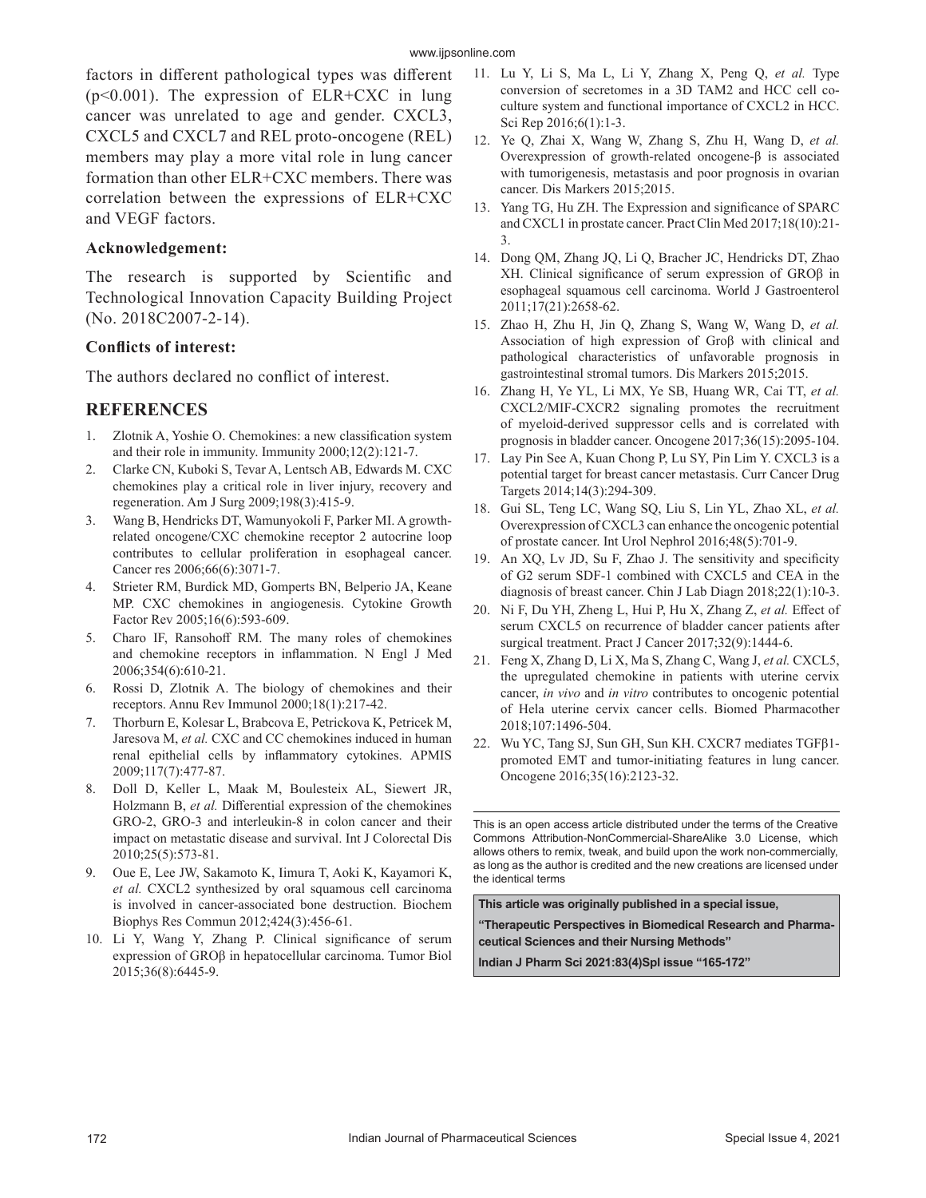factors in different pathological types was different ($p<0.001$). The expression of ELR+CXC in lung cancer was unrelated to age and gender. CXCL3, CXCL5 and CXCL7 and REL proto-oncogene (REL) members may play a more vital role in lung cancer formation than other ELR+CXC members. There was correlation between the expressions of ELR+CXC and VEGF factors.

### Acknowledgement:

The research is supported by Scientific and Technological Innovation Capacity Building Project (No. 2018C2007-2-14).

### Conflicts of interest:

The authors declared no conflict of interest.

## REFERENCES

1. Zlotnik A, Yoshie O. Chemokines: a new classification system and their role in immunity. Immunity 2000;12(2):121-7.
2. Clarke CN, Kuboki S, Tevar A, Lentsch AB, Edwards M. CXC chemokines play a critical role in liver injury, recovery and regeneration. Am J Surg 2009;198(3):415-9.
3. Wang B, Hendricks DT, Wamunyokoli F, Parker MI. A growth-related oncogene/CXC chemokine receptor 2 autocrine loop contributes to cellular proliferation in esophageal cancer. Cancer res 2006;66(6):3071-7.
4. Strieter RM, Burdick MD, Gomperts BN, Belperio JA, Keane MP. CXC chemokines in angiogenesis. Cytokine Growth Factor Rev 2005;16(6):593-609.
5. Charo IF, Ransohoff RM. The many roles of chemokines and chemokine receptors in inflammation. N Engl J Med 2006;354(6):610-21.
6. Rossi D, Zlotnik A. The biology of chemokines and their receptors. Annu Rev Immunol 2000;18(1):217-42.
7. Thorburn E, Kolesar L, Brabcova E, Petrickova K, Petricek M, Jaresova M, *et al.* CXC and CC chemokines induced in human renal epithelial cells by inflammatory cytokines. APMIS 2009;117(7):477-87.
8. Doll D, Keller L, Maak M, Boulesteix AL, Siewert JR, Holzmann B, *et al.* Differential expression of the chemokines GRO-2, GRO-3 and interleukin-8 in colon cancer and their impact on metastatic disease and survival. Int J Colorectal Dis 2010;25(5):573-81.
9. Oue E, Lee JW, Sakamoto K, Iimura T, Aoki K, Kayamori K, *et al.* CXCL2 synthesized by oral squamous cell carcinoma is involved in cancer-associated bone destruction. Biochem Biophys Res Commun 2012;424(3):456-61.
10. Li Y, Wang Y, Zhang P. Clinical significance of serum expression of GROβ in hepatocellular carcinoma. Tumor Biol 2015;36(8):6445-9.
11. Lu Y, Li S, Ma L, Li Y, Zhang X, Peng Q, *et al.* Type conversion of secretomes in a 3D TAM2 and HCC cell co-culture system and functional importance of CXCL2 in HCC. Sci Rep 2016;6(1):1-3.
12. Ye Q, Zhai X, Wang W, Zhang S, Zhu H, Wang D, *et al.* Overexpression of growth-related oncogene-β is associated with tumorigenesis, metastasis and poor prognosis in ovarian cancer. Dis Markers 2015;2015.
13. Yang TG, Hu ZH. The Expression and significance of SPARC and CXCL1 in prostate cancer. Pract Clin Med 2017;18(10):21-3.
14. Dong QM, Zhang JQ, Li Q, Bracher JC, Hendricks DT, Zhao XH. Clinical significance of serum expression of GROβ in esophageal squamous cell carcinoma. World J Gastroenterol 2011;17(21):2658-62.
15. Zhao H, Zhu H, Jin Q, Zhang S, Wang W, Wang D, *et al.* Association of high expression of Groβ with clinical and pathological characteristics of unfavorable prognosis in gastrointestinal stromal tumors. Dis Markers 2015;2015.
16. Zhang H, Ye YL, Li MX, Ye SB, Huang WR, Cai TT, *et al.* CXCL2/MIF-CXCR2 signaling promotes the recruitment of myeloid-derived suppressor cells and is correlated with prognosis in bladder cancer. Oncogene 2017;36(15):2095-104.
17. Lay Pin See A, Kuan Chong P, Lu SY, Pin Lim Y. CXCL3 is a potential target for breast cancer metastasis. Curr Cancer Drug Targets 2014;14(3):294-309.
18. Gui SL, Teng LC, Wang SQ, Liu S, Lin YL, Zhao XL, *et al.* Overexpression of CXCL3 can enhance the oncogenic potential of prostate cancer. Int Urol Nephrol 2016;48(5):701-9.
19. An XQ, Lv JD, Su F, Zhao J. The sensitivity and specificity of G2 serum SDF-1 combined with CXCL5 and CEA in the diagnosis of breast cancer. Chin J Lab Diagn 2018;22(1):10-3.
20. Ni F, Du YH, Zheng L, Hui P, Hu X, Zhang Z, *et al.* Effect of serum CXCL5 on recurrence of bladder cancer patients after surgical treatment. Pract J Cancer 2017;32(9):1444-6.
21. Feng X, Zhang D, Li X, Ma S, Zhang C, Wang J, *et al.* CXCL5, the upregulated chemokine in patients with uterine cervix cancer, *in vivo* and *in vitro* contributes to oncogenic potential of Hela uterine cervix cancer cells. Biomed Pharmacother 2018;107:1496-504.
22. Wu YC, Tang SJ, Sun GH, Sun KH. CXCR7 mediates TGFβ1-promoted EMT and tumor-initiating features in lung cancer. Oncogene 2016;35(16):2123-32.

This is an open access article distributed under the terms of the Creative Commons Attribution-NonCommercial-ShareAlike 3.0 License, which allows others to remix, tweak, and build upon the work non-commercially, as long as the author is credited and the new creations are licensed under the identical terms

**This article was originally published in a special issue, "Therapeutic Perspectives in Biomedical Research and Pharmaceutical Sciences and their Nursing Methods"**

**Indian J Pharm Sci 2021:83(4)Spl issue "165-172"**